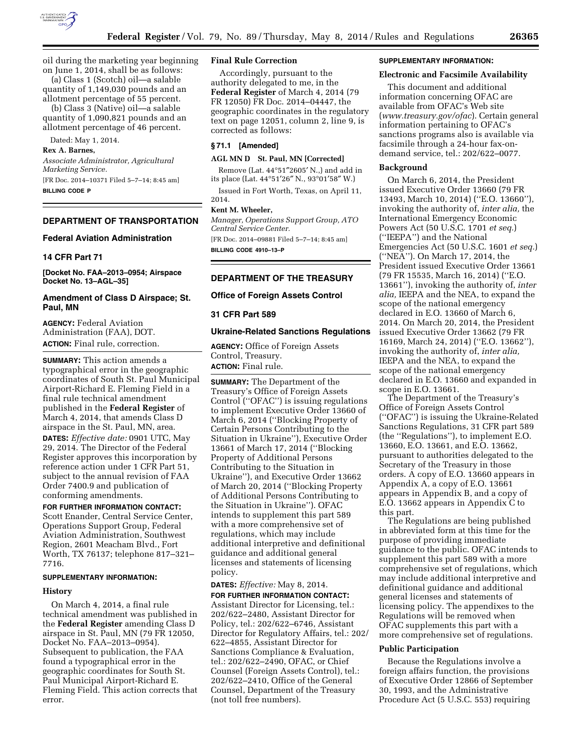oil during the marketing year beginning on June 1, 2014, shall be as follows:

(a) Class 1 (Scotch) oil—a salable quantity of 1,149,030 pounds and an allotment percentage of 55 percent.

(b) Class 3 (Native) oil—a salable quantity of 1,090,821 pounds and an allotment percentage of 46 percent.

Dated: May 1, 2014.

**Rex A. Barnes,**

*Associate Administrator, Agricultural Marketing Service.*

[FR Doc. 2014–10371 Filed 5–7–14; 8:45 am]

**BILLING CODE P**

## DEPARTMENT OF TRANSPORTATION

### Federal Aviation Administration

### 14 CFR Part 71

**[Docket No. FAA–2013–0954; Airspace Docket No. 13–AGL–35]**

### Amendment of Class D Airspace; St. Paul, MN

**AGENCY:** Federal Aviation Administration (FAA), DOT.

**ACTION:** Final rule, correction.

**SUMMARY:** This action amends a typographical error in the geographic coordinates of South St. Paul Municipal Airport-Richard E. Fleming Field in a final rule technical amendment published in the **Federal Register** of March 4, 2014, that amends Class D airspace in the St. Paul, MN, area.

**DATES:** *Effective date:* 0901 UTC, May 29, 2014. The Director of the Federal Register approves this incorporation by reference action under 1 CFR Part 51, subject to the annual revision of FAA Order 7400.9 and publication of conforming amendments.

**FOR FURTHER INFORMATION CONTACT:** Scott Enander, Central Service Center, Operations Support Group, Federal Aviation Administration, Southwest Region, 2601 Meacham Blvd., Fort Worth, TX 76137; telephone 817–321–7716.

**SUPPLEMENTARY INFORMATION:**

**History**

On March 4, 2014, a final rule technical amendment was published in the **Federal Register** amending Class D airspace in St. Paul, MN (79 FR 12050, Docket No. FAA–2013–0954). Subsequent to publication, the FAA found a typographical error in the geographic coordinates for South St. Paul Municipal Airport-Richard E. Fleming Field. This action corrects that error.

**Final Rule Correction**

Accordingly, pursuant to the authority delegated to me, in the **Federal Register** of March 4, 2014 (79 FR 12050) FR Doc. 2014–04447, the geographic coordinates in the regulatory text on page 12051, column 2, line 9, is corrected as follows:

**§ 71.1 [Amended]**

**AGL MN D St. Paul, MN [Corrected]**

Remove (Lat. 44°51″2605′ N.,) and add in its place (Lat. 44°51′26″ N., 93°01′58″ W.)

Issued in Fort Worth, Texas, on April 11, 2014.

**Kent M. Wheeler,**

*Manager, Operations Support Group, ATO Central Service Center.*

[FR Doc. 2014–09881 Filed 5–7–14; 8:45 am]

**BILLING CODE 4910–13–P**

## DEPARTMENT OF THE TREASURY

### Office of Foreign Assets Control

### 31 CFR Part 589

### Ukraine-Related Sanctions Regulations

**AGENCY:** Office of Foreign Assets Control, Treasury.

**ACTION:** Final rule.

**SUMMARY:** The Department of the Treasury's Office of Foreign Assets Control (''OFAC'') is issuing regulations to implement Executive Order 13660 of March 6, 2014 (''Blocking Property of Certain Persons Contributing to the Situation in Ukraine''), Executive Order 13661 of March 17, 2014 (''Blocking Property of Additional Persons Contributing to the Situation in Ukraine''), and Executive Order 13662 of March 20, 2014 (''Blocking Property of Additional Persons Contributing to the Situation in Ukraine''). OFAC intends to supplement this part 589 with a more comprehensive set of regulations, which may include additional interpretive and definitional guidance and additional general licenses and statements of licensing policy.

**DATES:** *Effective:* May 8, 2014.

**FOR FURTHER INFORMATION CONTACT:** Assistant Director for Licensing, tel.: 202/622–2480, Assistant Director for Policy, tel.: 202/622–6746, Assistant Director for Regulatory Affairs, tel.: 202/622–4855, Assistant Director for Sanctions Compliance & Evaluation, tel.: 202/622–2490, OFAC, or Chief Counsel (Foreign Assets Control), tel.: 202/622–2410, Office of the General Counsel, Department of the Treasury (not toll free numbers).

**SUPPLEMENTARY INFORMATION:**

**Electronic and Facsimile Availability**

This document and additional information concerning OFAC are available from OFAC's Web site (*www.treasury.gov/ofac*). Certain general information pertaining to OFAC's sanctions programs also is available via facsimile through a 24-hour fax-on-demand service, tel.: 202/622–0077.

**Background**

On March 6, 2014, the President issued Executive Order 13660 (79 FR 13493, March 10, 2014) (''E.O. 13660''), invoking the authority of, *inter alia,* the International Emergency Economic Powers Act (50 U.S.C. 1701 *et seq.*) (''IEEPA'') and the National Emergencies Act (50 U.S.C. 1601 *et seq.*) (''NEA''). On March 17, 2014, the President issued Executive Order 13661 (79 FR 15535, March 16, 2014) (''E.O. 13661''), invoking the authority of, *inter alia,* IEEPA and the NEA, to expand the scope of the national emergency declared in E.O. 13660 of March 6, 2014. On March 20, 2014, the President issued Executive Order 13662 (79 FR 16169, March 24, 2014) (''E.O. 13662''), invoking the authority of, *inter alia,* IEEPA and the NEA, to expand the scope of the national emergency declared in E.O. 13660 and expanded in scope in E.O. 13661.

The Department of the Treasury's Office of Foreign Assets Control (''OFAC'') is issuing the Ukraine-Related Sanctions Regulations, 31 CFR part 589 (the ''Regulations''), to implement E.O. 13660, E.O. 13661, and E.O. 13662, pursuant to authorities delegated to the Secretary of the Treasury in those orders. A copy of E.O. 13660 appears in Appendix A, a copy of E.O. 13661 appears in Appendix B, and a copy of E.O. 13662 appears in Appendix C to this part.

The Regulations are being published in abbreviated form at this time for the purpose of providing immediate guidance to the public. OFAC intends to supplement this part 589 with a more comprehensive set of regulations, which may include additional interpretive and definitional guidance and additional general licenses and statements of licensing policy. The appendixes to the Regulations will be removed when OFAC supplements this part with a more comprehensive set of regulations.

**Public Participation**

Because the Regulations involve a foreign affairs function, the provisions of Executive Order 12866 of September 30, 1993, and the Administrative Procedure Act (5 U.S.C. 553) requiring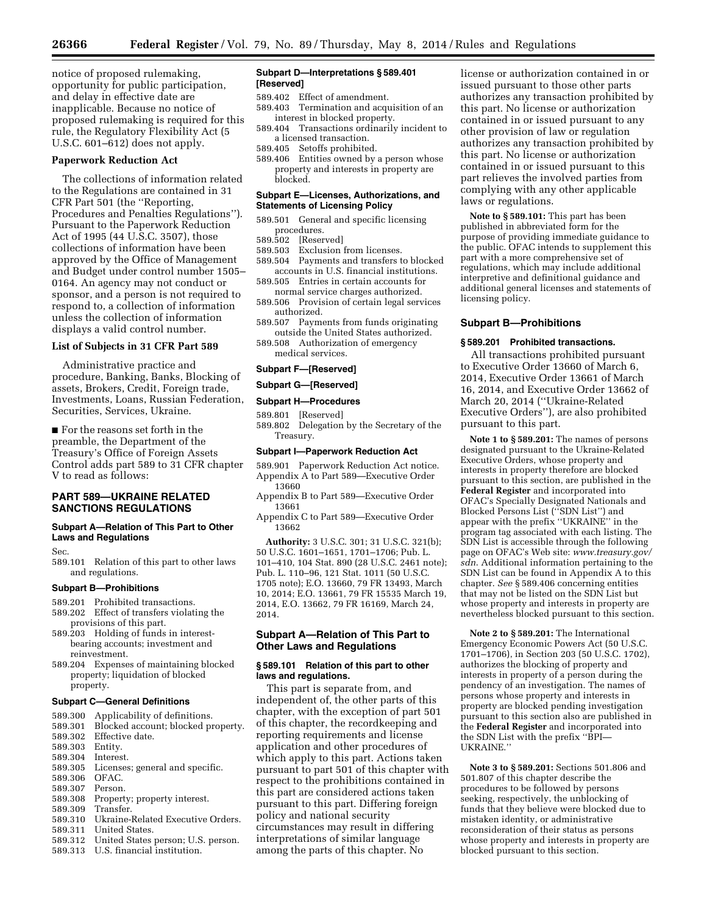notice of proposed rulemaking, opportunity for public participation, and delay in effective date are inapplicable. Because no notice of proposed rulemaking is required for this rule, the Regulatory Flexibility Act (5 U.S.C. 601–612) does not apply.

**Paperwork Reduction Act**

The collections of information related to the Regulations are contained in 31 CFR Part 501 (the ''Reporting, Procedures and Penalties Regulations''). Pursuant to the Paperwork Reduction Act of 1995 (44 U.S.C. 3507), those collections of information have been approved by the Office of Management and Budget under control number 1505–0164. An agency may not conduct or sponsor, and a person is not required to respond to, a collection of information unless the collection of information displays a valid control number.

**List of Subjects in 31 CFR Part 589**

Administrative practice and procedure, Banking, Banks, Blocking of assets, Brokers, Credit, Foreign trade, Investments, Loans, Russian Federation, Securities, Services, Ukraine.

■ For the reasons set forth in the preamble, the Department of the Treasury's Office of Foreign Assets Control adds part 589 to 31 CFR chapter V to read as follows:

## PART 589—UKRAINE RELATED SANCTIONS REGULATIONS

**Subpart A—Relation of This Part to Other Laws and Regulations**

Sec.

589.101 Relation of this part to other laws and regulations.

**Subpart B—Prohibitions**

589.201 Prohibited transactions.
589.202 Effect of transfers violating the provisions of this part.
589.203 Holding of funds in interest-bearing accounts; investment and reinvestment.
589.204 Expenses of maintaining blocked property; liquidation of blocked property.

**Subpart C—General Definitions**

589.300 Applicability of definitions.
589.301 Blocked account; blocked property.
589.302 Effective date.
589.303 Entity.
589.304 Interest.
589.305 Licenses; general and specific.
589.306 OFAC.
589.307 Person.
589.308 Property; property interest.
589.309 Transfer.
589.310 Ukraine-Related Executive Orders.
589.311 United States.
589.312 United States person; U.S. person.
589.313 U.S. financial institution.

**Subpart D—Interpretations § 589.401 [Reserved]**

589.402 Effect of amendment.
589.403 Termination and acquisition of an interest in blocked property.
589.404 Transactions ordinarily incident to a licensed transaction.
589.405 Setoffs prohibited.
589.406 Entities owned by a person whose property and interests in property are blocked.

**Subpart E—Licenses, Authorizations, and Statements of Licensing Policy**

589.501 General and specific licensing procedures.
589.502 [Reserved]
589.503 Exclusion from licenses.
589.504 Payments and transfers to blocked accounts in U.S. financial institutions.
589.505 Entries in certain accounts for normal service charges authorized.
589.506 Provision of certain legal services authorized.
589.507 Payments from funds originating outside the United States authorized.
589.508 Authorization of emergency medical services.

**Subpart F—[Reserved]**

**Subpart G—[Reserved]**

**Subpart H—Procedures**

589.801 [Reserved]
589.802 Delegation by the Secretary of the Treasury.

**Subpart I—Paperwork Reduction Act**

589.901 Paperwork Reduction Act notice.
Appendix A to Part 589—Executive Order 13660
Appendix B to Part 589—Executive Order 13661
Appendix C to Part 589—Executive Order 13662

**Authority:** 3 U.S.C. 301; 31 U.S.C. 321(b); 50 U.S.C. 1601–1651, 1701–1706; Pub. L. 101–410, 104 Stat. 890 (28 U.S.C. 2461 note); Pub. L. 110–96, 121 Stat. 1011 (50 U.S.C. 1705 note); E.O. 13660, 79 FR 13493, March 10, 2014; E.O. 13661, 79 FR 15535 March 19, 2014, E.O. 13662, 79 FR 16169, March 24, 2014.

### Subpart A—Relation of This Part to Other Laws and Regulations

#### § 589.101 Relation of this part to other laws and regulations.

This part is separate from, and independent of, the other parts of this chapter, with the exception of part 501 of this chapter, the recordkeeping and reporting requirements and license application and other procedures of which apply to this part. Actions taken pursuant to part 501 of this chapter with respect to the prohibitions contained in this part are considered actions taken pursuant to this part. Differing foreign policy and national security circumstances may result in differing interpretations of similar language among the parts of this chapter. No license or authorization contained in or issued pursuant to those other parts authorizes any transaction prohibited by this part. No license or authorization contained in or issued pursuant to any other provision of law or regulation authorizes any transaction prohibited by this part. No license or authorization contained in or issued pursuant to this part relieves the involved parties from complying with any other applicable laws or regulations.

**Note to § 589.101:** This part has been published in abbreviated form for the purpose of providing immediate guidance to the public. OFAC intends to supplement this part with a more comprehensive set of regulations, which may include additional interpretive and definitional guidance and additional general licenses and statements of licensing policy.

### Subpart B—Prohibitions

#### § 589.201 Prohibited transactions.

All transactions prohibited pursuant to Executive Order 13660 of March 6, 2014, Executive Order 13661 of March 16, 2014, and Executive Order 13662 of March 20, 2014 (''Ukraine-Related Executive Orders''), are also prohibited pursuant to this part.

**Note 1 to § 589.201:** The names of persons designated pursuant to the Ukraine-Related Executive Orders, whose property and interests in property therefore are blocked pursuant to this section, are published in the **Federal Register** and incorporated into OFAC's Specially Designated Nationals and Blocked Persons List (''SDN List'') and appear with the prefix ''UKRAINE'' in the program tag associated with each listing. The SDN List is accessible through the following page on OFAC's Web site: *www.treasury.gov/sdn*. Additional information pertaining to the SDN List can be found in Appendix A to this chapter. *See* § 589.406 concerning entities that may not be listed on the SDN List but whose property and interests in property are nevertheless blocked pursuant to this section.

**Note 2 to § 589.201:** The International Emergency Economic Powers Act (50 U.S.C. 1701–1706), in Section 203 (50 U.S.C. 1702), authorizes the blocking of property and interests in property of a person during the pendency of an investigation. The names of persons whose property and interests in property are blocked pending investigation pursuant to this section also are published in the **Federal Register** and incorporated into the SDN List with the prefix ''BPI—UKRAINE.''

**Note 3 to § 589.201:** Sections 501.806 and 501.807 of this chapter describe the procedures to be followed by persons seeking, respectively, the unblocking of funds that they believe were blocked due to mistaken identity, or administrative reconsideration of their status as persons whose property and interests in property are blocked pursuant to this section.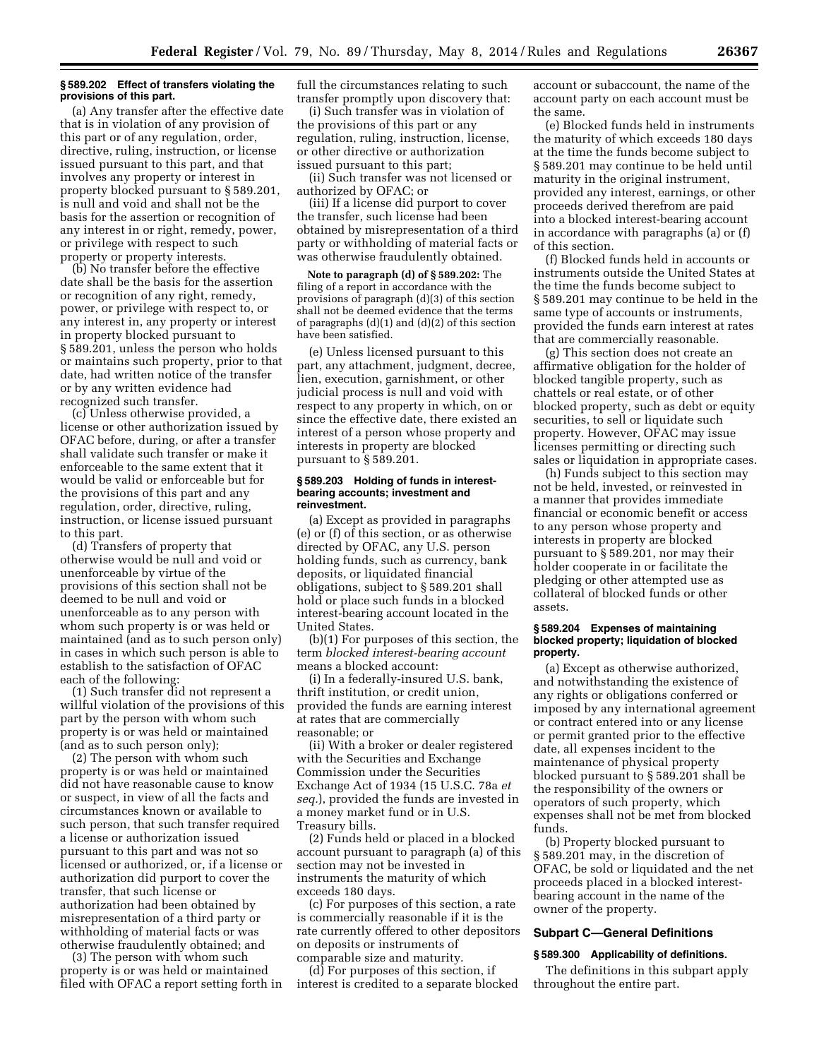#### § 589.202 Effect of transfers violating the provisions of this part.

(a) Any transfer after the effective date that is in violation of any provision of this part or of any regulation, order, directive, ruling, instruction, or license issued pursuant to this part, and that involves any property or interest in property blocked pursuant to § 589.201, is null and void and shall not be the basis for the assertion or recognition of any interest in or right, remedy, power, or privilege with respect to such property or property interests.

(b) No transfer before the effective date shall be the basis for the assertion or recognition of any right, remedy, power, or privilege with respect to, or any interest in, any property or interest in property blocked pursuant to § 589.201, unless the person who holds or maintains such property, prior to that date, had written notice of the transfer or by any written evidence had recognized such transfer.

(c) Unless otherwise provided, a license or other authorization issued by OFAC before, during, or after a transfer shall validate such transfer or make it enforceable to the same extent that it would be valid or enforceable but for the provisions of this part and any regulation, order, directive, ruling, instruction, or license issued pursuant to this part.

(d) Transfers of property that otherwise would be null and void or unenforceable by virtue of the provisions of this section shall not be deemed to be null and void or unenforceable as to any person with whom such property is or was held or maintained (and as to such person only) in cases in which such person is able to establish to the satisfaction of OFAC each of the following:

(1) Such transfer did not represent a willful violation of the provisions of this part by the person with whom such property is or was held or maintained (and as to such person only);

(2) The person with whom such property is or was held or maintained did not have reasonable cause to know or suspect, in view of all the facts and circumstances known or available to such person, that such transfer required a license or authorization issued pursuant to this part and was not so licensed or authorized, or, if a license or authorization did purport to cover the transfer, that such license or authorization had been obtained by misrepresentation of a third party or withholding of material facts or was otherwise fraudulently obtained; and

(3) The person with whom such property is or was held or maintained filed with OFAC a report setting forth in full the circumstances relating to such transfer promptly upon discovery that:

(i) Such transfer was in violation of the provisions of this part or any regulation, ruling, instruction, license, or other directive or authorization issued pursuant to this part;

(ii) Such transfer was not licensed or authorized by OFAC; or

(iii) If a license did purport to cover the transfer, such license had been obtained by misrepresentation of a third party or withholding of material facts or was otherwise fraudulently obtained.

**Note to paragraph (d) of § 589.202:** The filing of a report in accordance with the provisions of paragraph (d)(3) of this section shall not be deemed evidence that the terms of paragraphs (d)(1) and (d)(2) of this section have been satisfied.

(e) Unless licensed pursuant to this part, any attachment, judgment, decree, lien, execution, garnishment, or other judicial process is null and void with respect to any property in which, on or since the effective date, there existed an interest of a person whose property and interests in property are blocked pursuant to § 589.201.

#### § 589.203 Holding of funds in interest-bearing accounts; investment and reinvestment.

(a) Except as provided in paragraphs (e) or (f) of this section, or as otherwise directed by OFAC, any U.S. person holding funds, such as currency, bank deposits, or liquidated financial obligations, subject to § 589.201 shall hold or place such funds in a blocked interest-bearing account located in the United States.

(b)(1) For purposes of this section, the term *blocked interest-bearing account* means a blocked account:

(i) In a federally-insured U.S. bank, thrift institution, or credit union, provided the funds are earning interest at rates that are commercially reasonable; or

(ii) With a broker or dealer registered with the Securities and Exchange Commission under the Securities Exchange Act of 1934 (15 U.S.C. 78a *et seq.*), provided the funds are invested in a money market fund or in U.S. Treasury bills.

(2) Funds held or placed in a blocked account pursuant to paragraph (a) of this section may not be invested in instruments the maturity of which exceeds 180 days.

(c) For purposes of this section, a rate is commercially reasonable if it is the rate currently offered to other depositors on deposits or instruments of comparable size and maturity.

(d) For purposes of this section, if interest is credited to a separate blocked account or subaccount, the name of the account party on each account must be the same.

(e) Blocked funds held in instruments the maturity of which exceeds 180 days at the time the funds become subject to § 589.201 may continue to be held until maturity in the original instrument, provided any interest, earnings, or other proceeds derived therefrom are paid into a blocked interest-bearing account in accordance with paragraphs (a) or (f) of this section.

(f) Blocked funds held in accounts or instruments outside the United States at the time the funds become subject to § 589.201 may continue to be held in the same type of accounts or instruments, provided the funds earn interest at rates that are commercially reasonable.

(g) This section does not create an affirmative obligation for the holder of blocked tangible property, such as chattels or real estate, or of other blocked property, such as debt or equity securities, to sell or liquidate such property. However, OFAC may issue licenses permitting or directing such sales or liquidation in appropriate cases.

(h) Funds subject to this section may not be held, invested, or reinvested in a manner that provides immediate financial or economic benefit or access to any person whose property and interests in property are blocked pursuant to § 589.201, nor may their holder cooperate in or facilitate the pledging or other attempted use as collateral of blocked funds or other assets.

#### § 589.204 Expenses of maintaining blocked property; liquidation of blocked property.

(a) Except as otherwise authorized, and notwithstanding the existence of any rights or obligations conferred or imposed by any international agreement or contract entered into or any license or permit granted prior to the effective date, all expenses incident to the maintenance of physical property blocked pursuant to § 589.201 shall be the responsibility of the owners or operators of such property, which expenses shall not be met from blocked funds.

(b) Property blocked pursuant to § 589.201 may, in the discretion of OFAC, be sold or liquidated and the net proceeds placed in a blocked interest-bearing account in the name of the owner of the property.

### Subpart C—General Definitions

#### § 589.300 Applicability of definitions.

The definitions in this subpart apply throughout the entire part.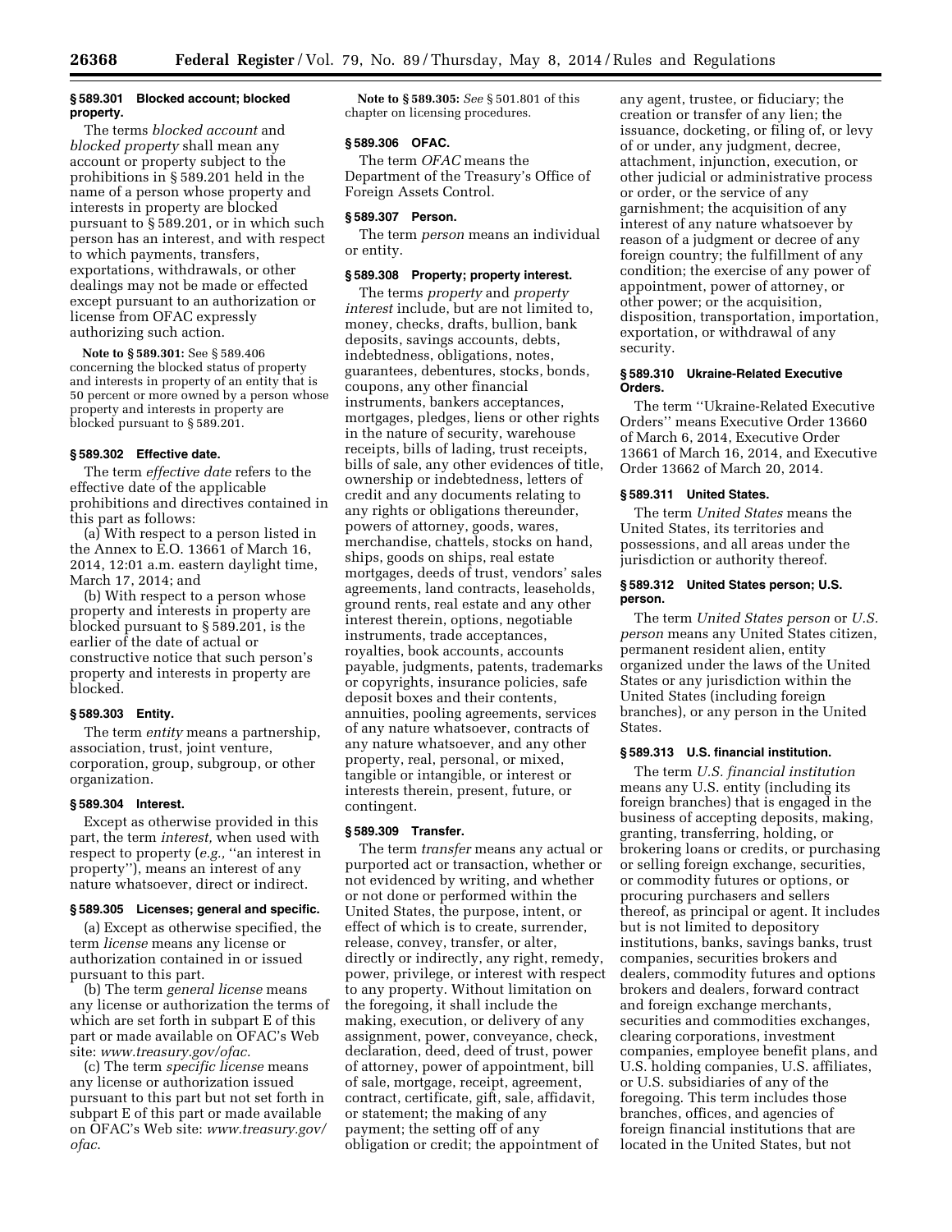### § 589.301 Blocked account; blocked property.

The terms *blocked account* and *blocked property* shall mean any account or property subject to the prohibitions in § 589.201 held in the name of a person whose property and interests in property are blocked pursuant to § 589.201, or in which such person has an interest, and with respect to which payments, transfers, exportations, withdrawals, or other dealings may not be made or effected except pursuant to an authorization or license from OFAC expressly authorizing such action.

**Note to § 589.301:** See § 589.406 concerning the blocked status of property and interests in property of an entity that is 50 percent or more owned by a person whose property and interests in property are blocked pursuant to § 589.201.

### § 589.302 Effective date.

The term *effective date* refers to the effective date of the applicable prohibitions and directives contained in this part as follows:

(a) With respect to a person listed in the Annex to E.O. 13661 of March 16, 2014, 12:01 a.m. eastern daylight time, March 17, 2014; and

(b) With respect to a person whose property and interests in property are blocked pursuant to § 589.201, is the earlier of the date of actual or constructive notice that such person's property and interests in property are blocked.

### § 589.303 Entity.

The term *entity* means a partnership, association, trust, joint venture, corporation, group, subgroup, or other organization.

### § 589.304 Interest.

Except as otherwise provided in this part, the term *interest,* when used with respect to property (*e.g.,* "an interest in property"), means an interest of any nature whatsoever, direct or indirect.

### § 589.305 Licenses; general and specific.

(a) Except as otherwise specified, the term *license* means any license or authorization contained in or issued pursuant to this part.

(b) The term *general license* means any license or authorization the terms of which are set forth in subpart E of this part or made available on OFAC's Web site: *www.treasury.gov/ofac.*

(c) The term *specific license* means any license or authorization issued pursuant to this part but not set forth in subpart E of this part or made available on OFAC's Web site: *www.treasury.gov/ofac*.

**Note to § 589.305:** *See* § 501.801 of this chapter on licensing procedures.

### § 589.306 OFAC.

The term *OFAC* means the Department of the Treasury's Office of Foreign Assets Control.

### § 589.307 Person.

The term *person* means an individual or entity.

### § 589.308 Property; property interest.

The terms *property* and *property interest* include, but are not limited to, money, checks, drafts, bullion, bank deposits, savings accounts, debts, indebtedness, obligations, notes, guarantees, debentures, stocks, bonds, coupons, any other financial instruments, bankers acceptances, mortgages, pledges, liens or other rights in the nature of security, warehouse receipts, bills of lading, trust receipts, bills of sale, any other evidences of title, ownership or indebtedness, letters of credit and any documents relating to any rights or obligations thereunder, powers of attorney, goods, wares, merchandise, chattels, stocks on hand, ships, goods on ships, real estate mortgages, deeds of trust, vendors' sales agreements, land contracts, leaseholds, ground rents, real estate and any other interest therein, options, negotiable instruments, trade acceptances, royalties, book accounts, accounts payable, judgments, patents, trademarks or copyrights, insurance policies, safe deposit boxes and their contents, annuities, pooling agreements, services of any nature whatsoever, contracts of any nature whatsoever, and any other property, real, personal, or mixed, tangible or intangible, or interest or interests therein, present, future, or contingent.

### § 589.309 Transfer.

The term *transfer* means any actual or purported act or transaction, whether or not evidenced by writing, and whether or not done or performed within the United States, the purpose, intent, or effect of which is to create, surrender, release, convey, transfer, or alter, directly or indirectly, any right, remedy, power, privilege, or interest with respect to any property. Without limitation on the foregoing, it shall include the making, execution, or delivery of any assignment, power, conveyance, check, declaration, deed, deed of trust, power of attorney, power of appointment, bill of sale, mortgage, receipt, agreement, contract, certificate, gift, sale, affidavit, or statement; the making of any payment; the setting off of any obligation or credit; the appointment of any agent, trustee, or fiduciary; the creation or transfer of any lien; the issuance, docketing, or filing of, or levy of or under, any judgment, decree, attachment, injunction, execution, or other judicial or administrative process or order, or the service of any garnishment; the acquisition of any interest of any nature whatsoever by reason of a judgment or decree of any foreign country; the fulfillment of any condition; the exercise of any power of appointment, power of attorney, or other power; or the acquisition, disposition, transportation, importation, exportation, or withdrawal of any security.

### § 589.310 Ukraine-Related Executive Orders.

The term "Ukraine-Related Executive Orders" means Executive Order 13660 of March 6, 2014, Executive Order 13661 of March 16, 2014, and Executive Order 13662 of March 20, 2014.

### § 589.311 United States.

The term *United States* means the United States, its territories and possessions, and all areas under the jurisdiction or authority thereof.

### § 589.312 United States person; U.S. person.

The term *United States person* or *U.S. person* means any United States citizen, permanent resident alien, entity organized under the laws of the United States or any jurisdiction within the United States (including foreign branches), or any person in the United States.

### § 589.313 U.S. financial institution.

The term *U.S. financial institution* means any U.S. entity (including its foreign branches) that is engaged in the business of accepting deposits, making, granting, transferring, holding, or brokering loans or credits, or purchasing or selling foreign exchange, securities, or commodity futures or options, or procuring purchasers and sellers thereof, as principal or agent. It includes but is not limited to depository institutions, banks, savings banks, trust companies, securities brokers and dealers, commodity futures and options brokers and dealers, forward contract and foreign exchange merchants, securities and commodities exchanges, clearing corporations, investment companies, employee benefit plans, and U.S. holding companies, U.S. affiliates, or U.S. subsidiaries of any of the foregoing. This term includes those branches, offices, and agencies of foreign financial institutions that are located in the United States, but not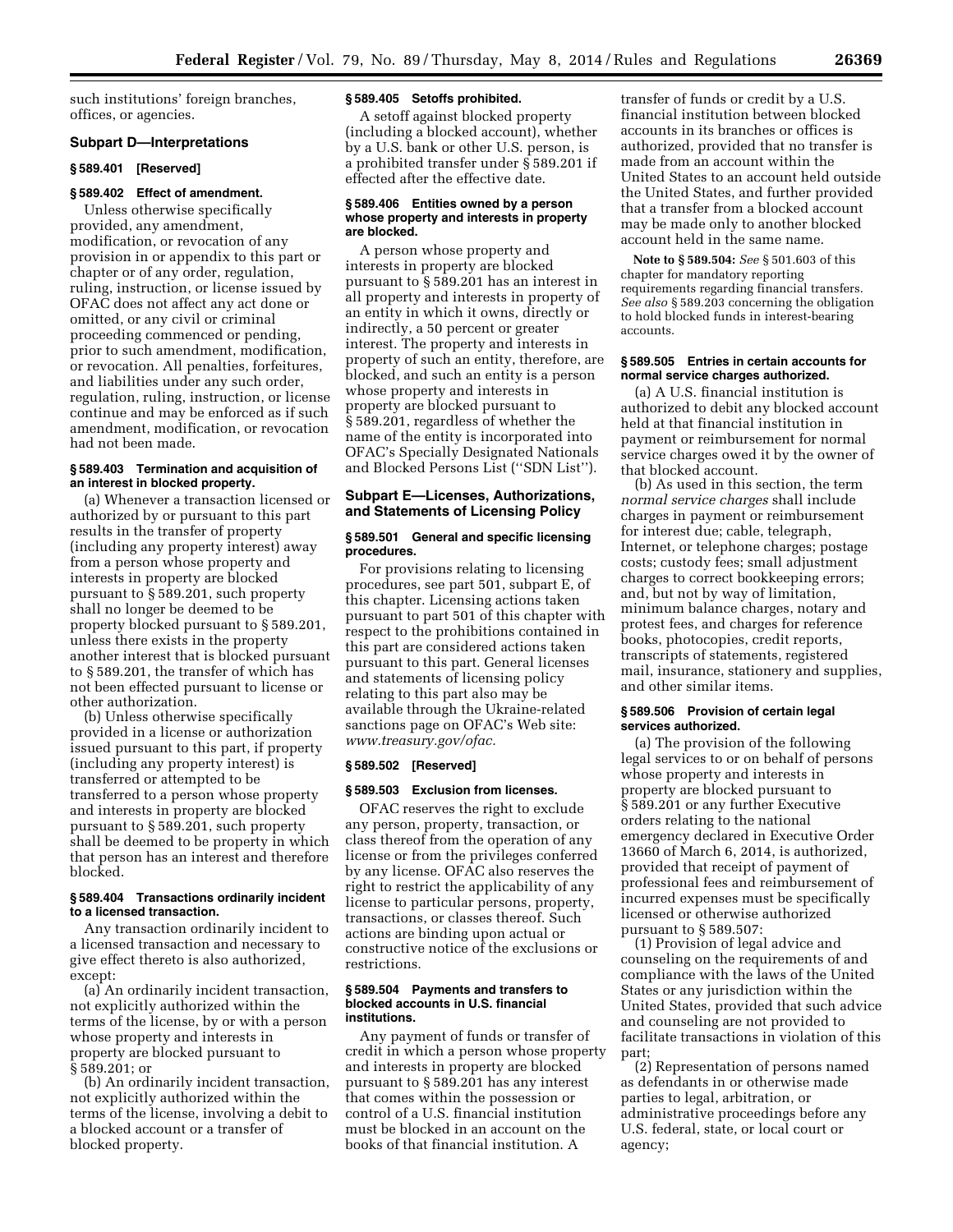such institutions' foreign branches, offices, or agencies.

## Subpart D—Interpretations

### § 589.401 [Reserved]

### § 589.402 Effect of amendment.

Unless otherwise specifically provided, any amendment, modification, or revocation of any provision in or appendix to this part or chapter or of any order, regulation, ruling, instruction, or license issued by OFAC does not affect any act done or omitted, or any civil or criminal proceeding commenced or pending, prior to such amendment, modification, or revocation. All penalties, forfeitures, and liabilities under any such order, regulation, ruling, instruction, or license continue and may be enforced as if such amendment, modification, or revocation had not been made.

### § 589.403 Termination and acquisition of an interest in blocked property.

(a) Whenever a transaction licensed or authorized by or pursuant to this part results in the transfer of property (including any property interest) away from a person whose property and interests in property are blocked pursuant to § 589.201, such property shall no longer be deemed to be property blocked pursuant to § 589.201, unless there exists in the property another interest that is blocked pursuant to § 589.201, the transfer of which has not been effected pursuant to license or other authorization.

(b) Unless otherwise specifically provided in a license or authorization issued pursuant to this part, if property (including any property interest) is transferred or attempted to be transferred to a person whose property and interests in property are blocked pursuant to § 589.201, such property shall be deemed to be property in which that person has an interest and therefore blocked.

### § 589.404 Transactions ordinarily incident to a licensed transaction.

Any transaction ordinarily incident to a licensed transaction and necessary to give effect thereto is also authorized, except:

(a) An ordinarily incident transaction, not explicitly authorized within the terms of the license, by or with a person whose property and interests in property are blocked pursuant to § 589.201; or

(b) An ordinarily incident transaction, not explicitly authorized within the terms of the license, involving a debit to a blocked account or a transfer of blocked property.

### § 589.405 Setoffs prohibited.

A setoff against blocked property (including a blocked account), whether by a U.S. bank or other U.S. person, is a prohibited transfer under § 589.201 if effected after the effective date.

### § 589.406 Entities owned by a person whose property and interests in property are blocked.

A person whose property and interests in property are blocked pursuant to § 589.201 has an interest in all property and interests in property of an entity in which it owns, directly or indirectly, a 50 percent or greater interest. The property and interests in property of such an entity, therefore, are blocked, and such an entity is a person whose property and interests in property are blocked pursuant to § 589.201, regardless of whether the name of the entity is incorporated into OFAC's Specially Designated Nationals and Blocked Persons List (''SDN List'').

## Subpart E—Licenses, Authorizations, and Statements of Licensing Policy

### § 589.501 General and specific licensing procedures.

For provisions relating to licensing procedures, see part 501, subpart E, of this chapter. Licensing actions taken pursuant to part 501 of this chapter with respect to the prohibitions contained in this part are considered actions taken pursuant to this part. General licenses and statements of licensing policy relating to this part also may be available through the Ukraine-related sanctions page on OFAC's Web site: *www.treasury.gov/ofac.*

### § 589.502 [Reserved]

### § 589.503 Exclusion from licenses.

OFAC reserves the right to exclude any person, property, transaction, or class thereof from the operation of any license or from the privileges conferred by any license. OFAC also reserves the right to restrict the applicability of any license to particular persons, property, transactions, or classes thereof. Such actions are binding upon actual or constructive notice of the exclusions or restrictions.

### § 589.504 Payments and transfers to blocked accounts in U.S. financial institutions.

Any payment of funds or transfer of credit in which a person whose property and interests in property are blocked pursuant to § 589.201 has any interest that comes within the possession or control of a U.S. financial institution must be blocked in an account on the books of that financial institution. A transfer of funds or credit by a U.S. financial institution between blocked accounts in its branches or offices is authorized, provided that no transfer is made from an account within the United States to an account held outside the United States, and further provided that a transfer from a blocked account may be made only to another blocked account held in the same name.

**Note to § 589.504:** *See* § 501.603 of this chapter for mandatory reporting requirements regarding financial transfers. *See also* § 589.203 concerning the obligation to hold blocked funds in interest-bearing accounts.

### § 589.505 Entries in certain accounts for normal service charges authorized.

(a) A U.S. financial institution is authorized to debit any blocked account held at that financial institution in payment or reimbursement for normal service charges owed it by the owner of that blocked account.

(b) As used in this section, the term *normal service charges* shall include charges in payment or reimbursement for interest due; cable, telegraph, Internet, or telephone charges; postage costs; custody fees; small adjustment charges to correct bookkeeping errors; and, but not by way of limitation, minimum balance charges, notary and protest fees, and charges for reference books, photocopies, credit reports, transcripts of statements, registered mail, insurance, stationery and supplies, and other similar items.

### § 589.506 Provision of certain legal services authorized.

(a) The provision of the following legal services to or on behalf of persons whose property and interests in property are blocked pursuant to § 589.201 or any further Executive orders relating to the national emergency declared in Executive Order 13660 of March 6, 2014, is authorized, provided that receipt of payment of professional fees and reimbursement of incurred expenses must be specifically licensed or otherwise authorized pursuant to § 589.507:

(1) Provision of legal advice and counseling on the requirements of and compliance with the laws of the United States or any jurisdiction within the United States, provided that such advice and counseling are not provided to facilitate transactions in violation of this part;

(2) Representation of persons named as defendants in or otherwise made parties to legal, arbitration, or administrative proceedings before any U.S. federal, state, or local court or agency;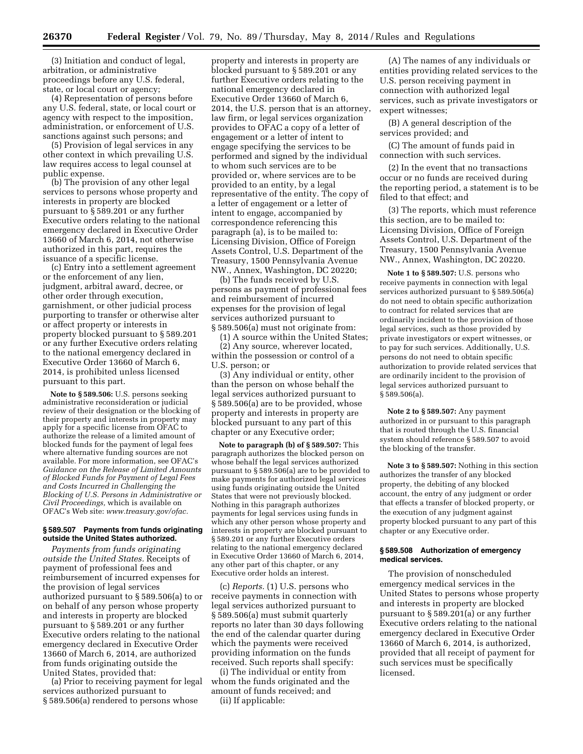(3) Initiation and conduct of legal, arbitration, or administrative proceedings before any U.S. federal, state, or local court or agency;

(4) Representation of persons before any U.S. federal, state, or local court or agency with respect to the imposition, administration, or enforcement of U.S. sanctions against such persons; and

(5) Provision of legal services in any other context in which prevailing U.S. law requires access to legal counsel at public expense.

(b) The provision of any other legal services to persons whose property and interests in property are blocked pursuant to § 589.201 or any further Executive orders relating to the national emergency declared in Executive Order 13660 of March 6, 2014, not otherwise authorized in this part, requires the issuance of a specific license.

(c) Entry into a settlement agreement or the enforcement of any lien, judgment, arbitral award, decree, or other order through execution, garnishment, or other judicial process purporting to transfer or otherwise alter or affect property or interests in property blocked pursuant to § 589.201 or any further Executive orders relating to the national emergency declared in Executive Order 13660 of March 6, 2014, is prohibited unless licensed pursuant to this part.

**Note to § 589.506:** U.S. persons seeking administrative reconsideration or judicial review of their designation or the blocking of their property and interests in property may apply for a specific license from OFAC to authorize the release of a limited amount of blocked funds for the payment of legal fees where alternative funding sources are not available. For more information, see OFAC's *Guidance on the Release of Limited Amounts of Blocked Funds for Payment of Legal Fees and Costs Incurred in Challenging the Blocking of U.S. Persons in Administrative or Civil Proceedings,* which is available on OFAC's Web site: *www.treasury.gov/ofac.*

### § 589.507 Payments from funds originating outside the United States authorized.

*Payments from funds originating outside the United States.* Receipts of payment of professional fees and reimbursement of incurred expenses for the provision of legal services authorized pursuant to § 589.506(a) to or on behalf of any person whose property and interests in property are blocked pursuant to § 589.201 or any further Executive orders relating to the national emergency declared in Executive Order 13660 of March 6, 2014, are authorized from funds originating outside the United States, provided that:

(a) Prior to receiving payment for legal services authorized pursuant to § 589.506(a) rendered to persons whose property and interests in property are blocked pursuant to § 589.201 or any further Executive orders relating to the national emergency declared in Executive Order 13660 of March 6, 2014, the U.S. person that is an attorney, law firm, or legal services organization provides to OFAC a copy of a letter of engagement or a letter of intent to engage specifying the services to be performed and signed by the individual to whom such services are to be provided or, where services are to be provided to an entity, by a legal representative of the entity. The copy of a letter of engagement or a letter of intent to engage, accompanied by correspondence referencing this paragraph (a), is to be mailed to: Licensing Division, Office of Foreign Assets Control, U.S. Department of the Treasury, 1500 Pennsylvania Avenue NW., Annex, Washington, DC 20220;

(b) The funds received by U.S. persons as payment of professional fees and reimbursement of incurred expenses for the provision of legal services authorized pursuant to § 589.506(a) must not originate from:

(1) A source within the United States;

(2) Any source, wherever located, within the possession or control of a U.S. person; or

(3) Any individual or entity, other than the person on whose behalf the legal services authorized pursuant to § 589.506(a) are to be provided, whose property and interests in property are blocked pursuant to any part of this chapter or any Executive order;

**Note to paragraph (b) of § 589.507:** This paragraph authorizes the blocked person on whose behalf the legal services authorized pursuant to § 589.506(a) are to be provided to make payments for authorized legal services using funds originating outside the United States that were not previously blocked. Nothing in this paragraph authorizes payments for legal services using funds in which any other person whose property and interests in property are blocked pursuant to § 589.201 or any further Executive orders relating to the national emergency declared in Executive Order 13660 of March 6, 2014, any other part of this chapter, or any Executive order holds an interest.

(c) *Reports.* (1) U.S. persons who receive payments in connection with legal services authorized pursuant to § 589.506(a) must submit quarterly reports no later than 30 days following the end of the calendar quarter during which the payments were received providing information on the funds received. Such reports shall specify:

(i) The individual or entity from whom the funds originated and the amount of funds received; and

(ii) If applicable:

(A) The names of any individuals or entities providing related services to the U.S. person receiving payment in connection with authorized legal services, such as private investigators or expert witnesses;

(B) A general description of the services provided; and

(C) The amount of funds paid in connection with such services.

(2) In the event that no transactions occur or no funds are received during the reporting period, a statement is to be filed to that effect; and

(3) The reports, which must reference this section, are to be mailed to: Licensing Division, Office of Foreign Assets Control, U.S. Department of the Treasury, 1500 Pennsylvania Avenue NW., Annex, Washington, DC 20220.

**Note 1 to § 589.507:** U.S. persons who receive payments in connection with legal services authorized pursuant to § 589.506(a) do not need to obtain specific authorization to contract for related services that are ordinarily incident to the provision of those legal services, such as those provided by private investigators or expert witnesses, or to pay for such services. Additionally, U.S. persons do not need to obtain specific authorization to provide related services that are ordinarily incident to the provision of legal services authorized pursuant to § 589.506(a).

**Note 2 to § 589.507:** Any payment authorized in or pursuant to this paragraph that is routed through the U.S. financial system should reference § 589.507 to avoid the blocking of the transfer.

**Note 3 to § 589.507:** Nothing in this section authorizes the transfer of any blocked property, the debiting of any blocked account, the entry of any judgment or order that effects a transfer of blocked property, or the execution of any judgment against property blocked pursuant to any part of this chapter or any Executive order.

### § 589.508 Authorization of emergency medical services.

The provision of nonscheduled emergency medical services in the United States to persons whose property and interests in property are blocked pursuant to § 589.201(a) or any further Executive orders relating to the national emergency declared in Executive Order 13660 of March 6, 2014, is authorized, provided that all receipt of payment for such services must be specifically licensed.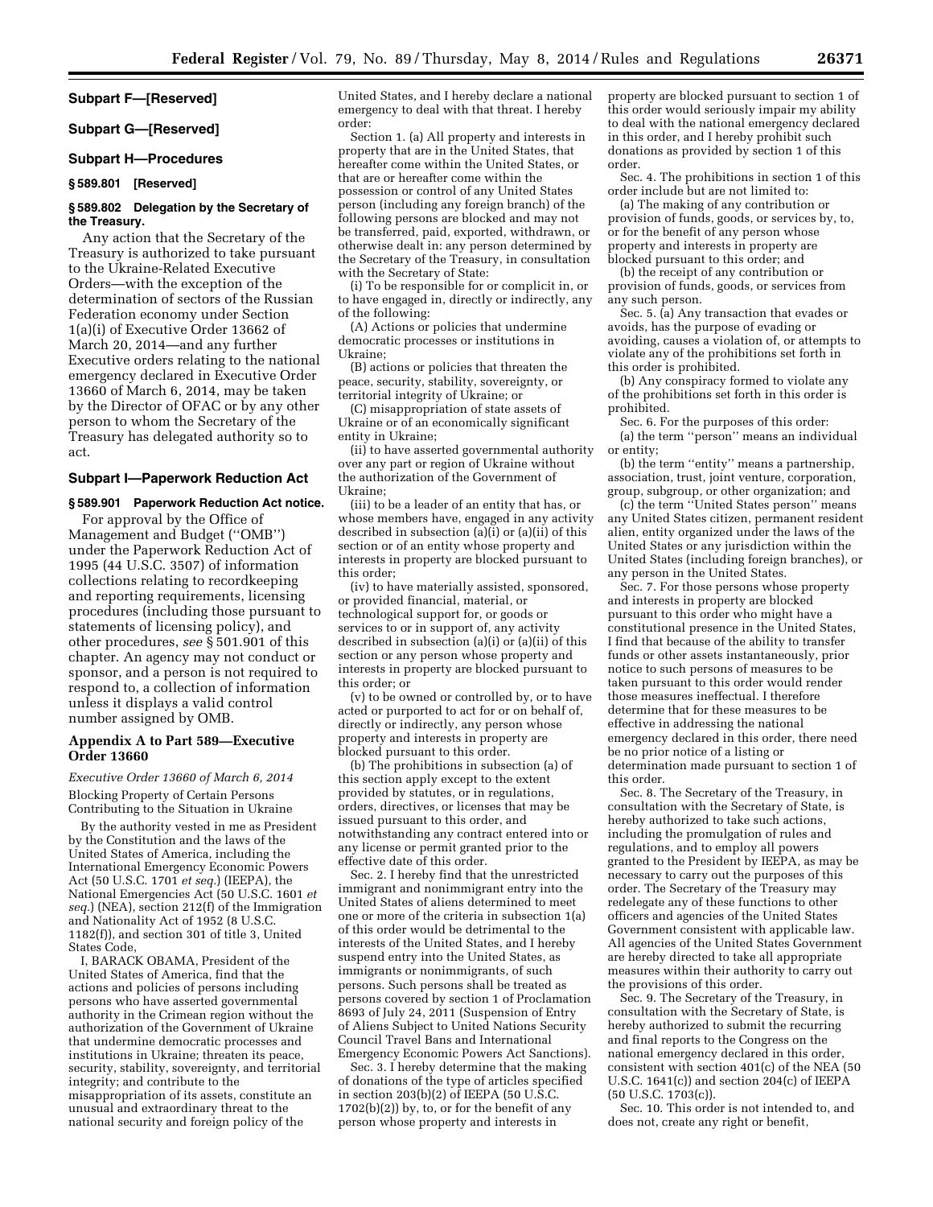## Subpart F—[Reserved]

## Subpart G—[Reserved]

## Subpart H—Procedures

### § 589.801 [Reserved]

### § 589.802 Delegation by the Secretary of the Treasury.

Any action that the Secretary of the Treasury is authorized to take pursuant to the Ukraine-Related Executive Orders—with the exception of the determination of sectors of the Russian Federation economy under Section 1(a)(i) of Executive Order 13662 of March 20, 2014—and any further Executive orders relating to the national emergency declared in Executive Order 13660 of March 6, 2014, may be taken by the Director of OFAC or by any other person to whom the Secretary of the Treasury has delegated authority so to act.

## Subpart I—Paperwork Reduction Act

### § 589.901 Paperwork Reduction Act notice.

For approval by the Office of Management and Budget (''OMB'') under the Paperwork Reduction Act of 1995 (44 U.S.C. 3507) of information collections relating to recordkeeping and reporting requirements, licensing procedures (including those pursuant to statements of licensing policy), and other procedures, *see* § 501.901 of this chapter. An agency may not conduct or sponsor, and a person is not required to respond to, a collection of information unless it displays a valid control number assigned by OMB.

## Appendix A to Part 589—Executive Order 13660

*Executive Order 13660 of March 6, 2014*

Blocking Property of Certain Persons Contributing to the Situation in Ukraine

By the authority vested in me as President by the Constitution and the laws of the United States of America, including the International Emergency Economic Powers Act (50 U.S.C. 1701 *et seq.*) (IEEPA), the National Emergencies Act (50 U.S.C. 1601 *et seq.*) (NEA), section 212(f) of the Immigration and Nationality Act of 1952 (8 U.S.C. 1182(f)), and section 301 of title 3, United States Code,

I, BARACK OBAMA, President of the United States of America, find that the actions and policies of persons including persons who have asserted governmental authority in the Crimean region without the authorization of the Government of Ukraine that undermine democratic processes and institutions in Ukraine; threaten its peace, security, stability, sovereignty, and territorial integrity; and contribute to the misappropriation of its assets, constitute an unusual and extraordinary threat to the national security and foreign policy of the United States, and I hereby declare a national emergency to deal with that threat. I hereby order:

Section 1. (a) All property and interests in property that are in the United States, that hereafter come within the United States, or that are or hereafter come within the possession or control of any United States person (including any foreign branch) of the following persons are blocked and may not be transferred, paid, exported, withdrawn, or otherwise dealt in: any person determined by the Secretary of the Treasury, in consultation with the Secretary of State:

(i) To be responsible for or complicit in, or to have engaged in, directly or indirectly, any of the following:

(A) Actions or policies that undermine democratic processes or institutions in Ukraine;

(B) actions or policies that threaten the peace, security, stability, sovereignty, or territorial integrity of Ukraine; or

(C) misappropriation of state assets of Ukraine or of an economically significant entity in Ukraine;

(ii) to have asserted governmental authority over any part or region of Ukraine without the authorization of the Government of Ukraine;

(iii) to be a leader of an entity that has, or whose members have, engaged in any activity described in subsection (a)(i) or (a)(ii) of this section or of an entity whose property and interests in property are blocked pursuant to this order;

(iv) to have materially assisted, sponsored, or provided financial, material, or technological support for, or goods or services to or in support of, any activity described in subsection (a)(i) or (a)(ii) of this section or any person whose property and interests in property are blocked pursuant to this order; or

(v) to be owned or controlled by, or to have acted or purported to act for or on behalf of, directly or indirectly, any person whose property and interests in property are blocked pursuant to this order.

(b) The prohibitions in subsection (a) of this section apply except to the extent provided by statutes, or in regulations, orders, directives, or licenses that may be issued pursuant to this order, and notwithstanding any contract entered into or any license or permit granted prior to the effective date of this order.

Sec. 2. I hereby find that the unrestricted immigrant and nonimmigrant entry into the United States of aliens determined to meet one or more of the criteria in subsection 1(a) of this order would be detrimental to the interests of the United States, and I hereby suspend entry into the United States, as immigrants or nonimmigrants, of such persons. Such persons shall be treated as persons covered by section 1 of Proclamation 8693 of July 24, 2011 (Suspension of Entry of Aliens Subject to United Nations Security Council Travel Bans and International Emergency Economic Powers Act Sanctions).

Sec. 3. I hereby determine that the making of donations of the type of articles specified in section 203(b)(2) of IEEPA (50 U.S.C. 1702(b)(2)) by, to, or for the benefit of any person whose property and interests in property are blocked pursuant to section 1 of this order would seriously impair my ability to deal with the national emergency declared in this order, and I hereby prohibit such donations as provided by section 1 of this order.

Sec. 4. The prohibitions in section 1 of this order include but are not limited to:

(a) The making of any contribution or provision of funds, goods, or services by, to, or for the benefit of any person whose property and interests in property are blocked pursuant to this order; and

(b) the receipt of any contribution or provision of funds, goods, or services from any such person.

Sec. 5. (a) Any transaction that evades or avoids, has the purpose of evading or avoiding, causes a violation of, or attempts to violate any of the prohibitions set forth in this order is prohibited.

(b) Any conspiracy formed to violate any of the prohibitions set forth in this order is prohibited.

Sec. 6. For the purposes of this order:

(a) the term ''person'' means an individual or entity;

(b) the term ''entity'' means a partnership, association, trust, joint venture, corporation, group, subgroup, or other organization; and

(c) the term ''United States person'' means any United States citizen, permanent resident alien, entity organized under the laws of the United States or any jurisdiction within the United States (including foreign branches), or any person in the United States.

Sec. 7. For those persons whose property and interests in property are blocked pursuant to this order who might have a constitutional presence in the United States, I find that because of the ability to transfer funds or other assets instantaneously, prior notice to such persons of measures to be taken pursuant to this order would render those measures ineffectual. I therefore determine that for these measures to be effective in addressing the national emergency declared in this order, there need be no prior notice of a listing or determination made pursuant to section 1 of this order.

Sec. 8. The Secretary of the Treasury, in consultation with the Secretary of State, is hereby authorized to take such actions, including the promulgation of rules and regulations, and to employ all powers granted to the President by IEEPA, as may be necessary to carry out the purposes of this order. The Secretary of the Treasury may redelegate any of these functions to other officers and agencies of the United States Government consistent with applicable law. All agencies of the United States Government are hereby directed to take all appropriate measures within their authority to carry out the provisions of this order.

Sec. 9. The Secretary of the Treasury, in consultation with the Secretary of State, is hereby authorized to submit the recurring and final reports to the Congress on the national emergency declared in this order, consistent with section 401(c) of the NEA (50 U.S.C. 1641(c)) and section 204(c) of IEEPA (50 U.S.C. 1703(c)).

Sec. 10. This order is not intended to, and does not, create any right or benefit,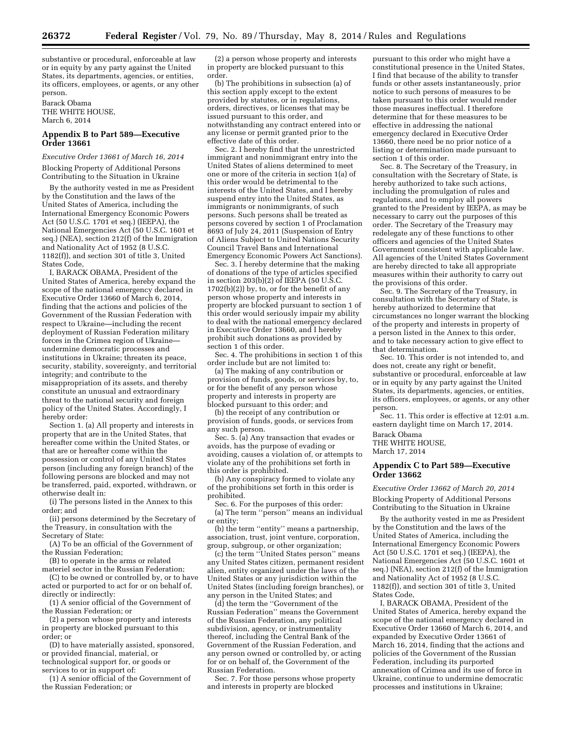substantive or procedural, enforceable at law or in equity by any party against the United States, its departments, agencies, or entities, its officers, employees, or agents, or any other person.

Barack Obama

THE WHITE HOUSE,

March 6, 2014

## Appendix B to Part 589—Executive Order 13661

*Executive Order 13661 of March 16, 2014*

Blocking Property of Additional Persons Contributing to the Situation in Ukraine

By the authority vested in me as President by the Constitution and the laws of the United States of America, including the International Emergency Economic Powers Act (50 U.S.C. 1701 et seq.) (IEEPA), the National Emergencies Act (50 U.S.C. 1601 et seq.) (NEA), section 212(f) of the Immigration and Nationality Act of 1952 (8 U.S.C. 1182(f)), and section 301 of title 3, United States Code,

I, BARACK OBAMA, President of the United States of America, hereby expand the scope of the national emergency declared in Executive Order 13660 of March 6, 2014, finding that the actions and policies of the Government of the Russian Federation with respect to Ukraine—including the recent deployment of Russian Federation military forces in the Crimea region of Ukraine—undermine democratic processes and institutions in Ukraine; threaten its peace, security, stability, sovereignty, and territorial integrity; and contribute to the misappropriation of its assets, and thereby constitute an unusual and extraordinary threat to the national security and foreign policy of the United States. Accordingly, I hereby order:

Section 1. (a) All property and interests in property that are in the United States, that hereafter come within the United States, or that are or hereafter come within the possession or control of any United States person (including any foreign branch) of the following persons are blocked and may not be transferred, paid, exported, withdrawn, or otherwise dealt in:

(i) The persons listed in the Annex to this order; and

(ii) persons determined by the Secretary of the Treasury, in consultation with the Secretary of State:

(A) To be an official of the Government of the Russian Federation;

(B) to operate in the arms or related materiel sector in the Russian Federation;

(C) to be owned or controlled by, or to have acted or purported to act for or on behalf of, directly or indirectly:

(1) A senior official of the Government of the Russian Federation; or

(2) a person whose property and interests in property are blocked pursuant to this order; or

(D) to have materially assisted, sponsored, or provided financial, material, or technological support for, or goods or services to or in support of:

(1) A senior official of the Government of the Russian Federation; or

(2) a person whose property and interests in property are blocked pursuant to this order.

(b) The prohibitions in subsection (a) of this section apply except to the extent provided by statutes, or in regulations, orders, directives, or licenses that may be issued pursuant to this order, and notwithstanding any contract entered into or any license or permit granted prior to the effective date of this order.

Sec. 2. I hereby find that the unrestricted immigrant and nonimmigrant entry into the United States of aliens determined to meet one or more of the criteria in section 1(a) of this order would be detrimental to the interests of the United States, and I hereby suspend entry into the United States, as immigrants or nonimmigrants, of such persons. Such persons shall be treated as persons covered by section 1 of Proclamation 8693 of July 24, 2011 (Suspension of Entry of Aliens Subject to United Nations Security Council Travel Bans and International Emergency Economic Powers Act Sanctions).

Sec. 3. I hereby determine that the making of donations of the type of articles specified in section 203(b)(2) of IEEPA (50 U.S.C. 1702(b)(2)) by, to, or for the benefit of any person whose property and interests in property are blocked pursuant to section 1 of this order would seriously impair my ability to deal with the national emergency declared in Executive Order 13660, and I hereby prohibit such donations as provided by section 1 of this order.

Sec. 4. The prohibitions in section 1 of this order include but are not limited to:

(a) The making of any contribution or provision of funds, goods, or services by, to, or for the benefit of any person whose property and interests in property are blocked pursuant to this order; and

(b) the receipt of any contribution or provision of funds, goods, or services from any such person.

Sec. 5. (a) Any transaction that evades or avoids, has the purpose of evading or avoiding, causes a violation of, or attempts to violate any of the prohibitions set forth in this order is prohibited.

(b) Any conspiracy formed to violate any of the prohibitions set forth in this order is prohibited.

Sec. 6. For the purposes of this order:

(a) The term "person" means an individual or entity;

(b) the term "entity" means a partnership, association, trust, joint venture, corporation, group, subgroup, or other organization;

(c) the term "United States person" means any United States citizen, permanent resident alien, entity organized under the laws of the United States or any jurisdiction within the United States (including foreign branches), or any person in the United States; and

(d) the term the "Government of the Russian Federation" means the Government of the Russian Federation, any political subdivision, agency, or instrumentality thereof, including the Central Bank of the Government of the Russian Federation, and any person owned or controlled by, or acting for or on behalf of, the Government of the Russian Federation.

Sec. 7. For those persons whose property and interests in property are blocked pursuant to this order who might have a constitutional presence in the United States, I find that because of the ability to transfer funds or other assets instantaneously, prior notice to such persons of measures to be taken pursuant to this order would render those measures ineffectual. I therefore determine that for these measures to be effective in addressing the national emergency declared in Executive Order 13660, there need be no prior notice of a listing or determination made pursuant to section 1 of this order.

Sec. 8. The Secretary of the Treasury, in consultation with the Secretary of State, is hereby authorized to take such actions, including the promulgation of rules and regulations, and to employ all powers granted to the President by IEEPA, as may be necessary to carry out the purposes of this order. The Secretary of the Treasury may redelegate any of these functions to other officers and agencies of the United States Government consistent with applicable law. All agencies of the United States Government are hereby directed to take all appropriate measures within their authority to carry out the provisions of this order.

Sec. 9. The Secretary of the Treasury, in consultation with the Secretary of State, is hereby authorized to determine that circumstances no longer warrant the blocking of the property and interests in property of a person listed in the Annex to this order, and to take necessary action to give effect to that determination.

Sec. 10. This order is not intended to, and does not, create any right or benefit, substantive or procedural, enforceable at law or in equity by any party against the United States, its departments, agencies, or entities, its officers, employees, or agents, or any other person.

Sec. 11. This order is effective at 12:01 a.m. eastern daylight time on March 17, 2014.

Barack Obama

THE WHITE HOUSE,

March 17, 2014

## Appendix C to Part 589—Executive Order 13662

*Executive Order 13662 of March 20, 2014*

Blocking Property of Additional Persons Contributing to the Situation in Ukraine

By the authority vested in me as President by the Constitution and the laws of the United States of America, including the International Emergency Economic Powers Act (50 U.S.C. 1701 et seq.) (IEEPA), the National Emergencies Act (50 U.S.C. 1601 et seq.) (NEA), section 212(f) of the Immigration and Nationality Act of 1952 (8 U.S.C. 1182(f)), and section 301 of title 3, United States Code,

I, BARACK OBAMA, President of the United States of America, hereby expand the scope of the national emergency declared in Executive Order 13660 of March 6, 2014, and expanded by Executive Order 13661 of March 16, 2014, finding that the actions and policies of the Government of the Russian Federation, including its purported annexation of Crimea and its use of force in Ukraine, continue to undermine democratic processes and institutions in Ukraine;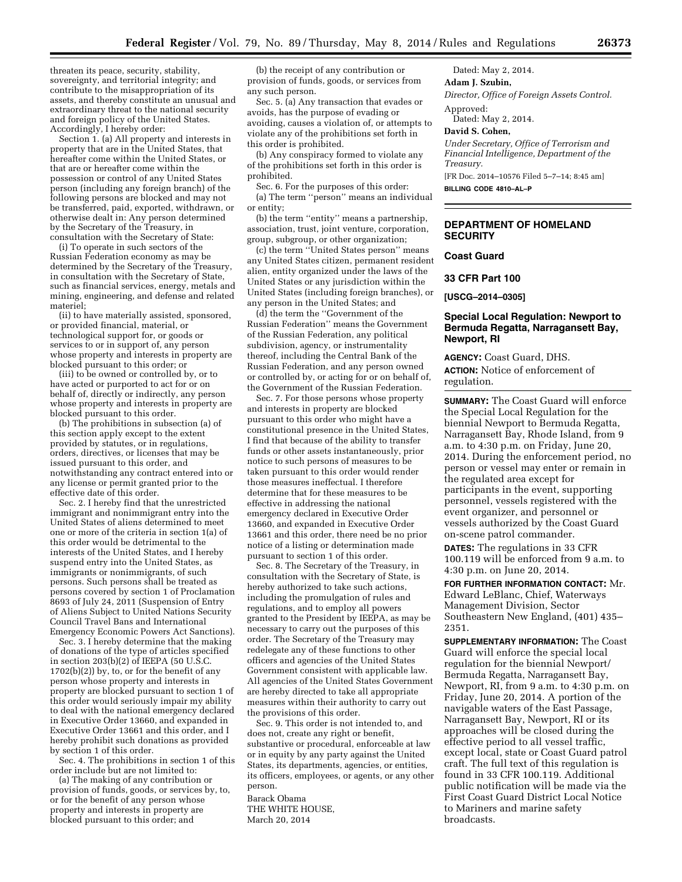threaten its peace, security, stability, sovereignty, and territorial integrity; and contribute to the misappropriation of its assets, and thereby constitute an unusual and extraordinary threat to the national security and foreign policy of the United States. Accordingly, I hereby order:

Section 1. (a) All property and interests in property that are in the United States, that hereafter come within the United States, or that are or hereafter come within the possession or control of any United States person (including any foreign branch) of the following persons are blocked and may not be transferred, paid, exported, withdrawn, or otherwise dealt in: Any person determined by the Secretary of the Treasury, in consultation with the Secretary of State:

(i) To operate in such sectors of the Russian Federation economy as may be determined by the Secretary of the Treasury, in consultation with the Secretary of State, such as financial services, energy, metals and mining, engineering, and defense and related materiel;

(ii) to have materially assisted, sponsored, or provided financial, material, or technological support for, or goods or services to or in support of, any person whose property and interests in property are blocked pursuant to this order; or

(iii) to be owned or controlled by, or to have acted or purported to act for or on behalf of, directly or indirectly, any person whose property and interests in property are blocked pursuant to this order.

(b) The prohibitions in subsection (a) of this section apply except to the extent provided by statutes, or in regulations, orders, directives, or licenses that may be issued pursuant to this order, and notwithstanding any contract entered into or any license or permit granted prior to the effective date of this order.

Sec. 2. I hereby find that the unrestricted immigrant and nonimmigrant entry into the United States of aliens determined to meet one or more of the criteria in section 1(a) of this order would be detrimental to the interests of the United States, and I hereby suspend entry into the United States, as immigrants or nonimmigrants, of such persons. Such persons shall be treated as persons covered by section 1 of Proclamation 8693 of July 24, 2011 (Suspension of Entry of Aliens Subject to United Nations Security Council Travel Bans and International Emergency Economic Powers Act Sanctions).

Sec. 3. I hereby determine that the making of donations of the type of articles specified in section 203(b)(2) of IEEPA (50 U.S.C. 1702(b)(2)) by, to, or for the benefit of any person whose property and interests in property are blocked pursuant to section 1 of this order would seriously impair my ability to deal with the national emergency declared in Executive Order 13660, and expanded in Executive Order 13661 and this order, and I hereby prohibit such donations as provided by section 1 of this order.

Sec. 4. The prohibitions in section 1 of this order include but are not limited to:

(a) The making of any contribution or provision of funds, goods, or services by, to, or for the benefit of any person whose property and interests in property are blocked pursuant to this order; and

(b) the receipt of any contribution or provision of funds, goods, or services from any such person.

Sec. 5. (a) Any transaction that evades or avoids, has the purpose of evading or avoiding, causes a violation of, or attempts to violate any of the prohibitions set forth in this order is prohibited.

(b) Any conspiracy formed to violate any of the prohibitions set forth in this order is prohibited.

Sec. 6. For the purposes of this order:

(a) The term "person" means an individual or entity;

(b) the term "entity" means a partnership, association, trust, joint venture, corporation, group, subgroup, or other organization;

(c) the term "United States person" means any United States citizen, permanent resident alien, entity organized under the laws of the United States or any jurisdiction within the United States (including foreign branches), or any person in the United States; and

(d) the term the "Government of the Russian Federation" means the Government of the Russian Federation, any political subdivision, agency, or instrumentality thereof, including the Central Bank of the Russian Federation, and any person owned or controlled by, or acting for or on behalf of, the Government of the Russian Federation.

Sec. 7. For those persons whose property and interests in property are blocked pursuant to this order who might have a constitutional presence in the United States, I find that because of the ability to transfer funds or other assets instantaneously, prior notice to such persons of measures to be taken pursuant to this order would render those measures ineffectual. I therefore determine that for these measures to be effective in addressing the national emergency declared in Executive Order 13660, and expanded in Executive Order 13661 and this order, there need be no prior notice of a listing or determination made pursuant to section 1 of this order.

Sec. 8. The Secretary of the Treasury, in consultation with the Secretary of State, is hereby authorized to take such actions, including the promulgation of rules and regulations, and to employ all powers granted to the President by IEEPA, as may be necessary to carry out the purposes of this order. The Secretary of the Treasury may redelegate any of these functions to other officers and agencies of the United States Government consistent with applicable law. All agencies of the United States Government are hereby directed to take all appropriate measures within their authority to carry out the provisions of this order.

Sec. 9. This order is not intended to, and does not, create any right or benefit, substantive or procedural, enforceable at law or in equity by any party against the United States, its departments, agencies, or entities, its officers, employees, or agents, or any other person.

Barack Obama

THE WHITE HOUSE,

March 20, 2014

Dated: May 2, 2014.

**Adam J. Szubin,**

*Director, Office of Foreign Assets Control.*

Approved:

Dated: May 2, 2014.

**David S. Cohen,**

*Under Secretary, Office of Terrorism and Financial Intelligence, Department of the Treasury.*

[FR Doc. 2014–10576 Filed 5–7–14; 8:45 am]

**BILLING CODE 4810–AL–P**

---

## DEPARTMENT OF HOMELAND SECURITY

### Coast Guard

### 33 CFR Part 100

**[USCG–2014–0305]**

### Special Local Regulation: Newport to Bermuda Regatta, Narragansett Bay, Newport, RI

**AGENCY:** Coast Guard, DHS.

**ACTION:** Notice of enforcement of regulation.

**SUMMARY:** The Coast Guard will enforce the Special Local Regulation for the biennial Newport to Bermuda Regatta, Narragansett Bay, Rhode Island, from 9 a.m. to 4:30 p.m. on Friday, June 20, 2014. During the enforcement period, no person or vessel may enter or remain in the regulated area except for participants in the event, supporting personnel, vessels registered with the event organizer, and personnel or vessels authorized by the Coast Guard on-scene patrol commander.

**DATES:** The regulations in 33 CFR 100.119 will be enforced from 9 a.m. to 4:30 p.m. on June 20, 2014.

**FOR FURTHER INFORMATION CONTACT:** Mr. Edward LeBlanc, Chief, Waterways Management Division, Sector Southeastern New England, (401) 435–2351.

**SUPPLEMENTARY INFORMATION:** The Coast Guard will enforce the special local regulation for the biennial Newport/Bermuda Regatta, Narragansett Bay, Newport, RI, from 9 a.m. to 4:30 p.m. on Friday, June 20, 2014. A portion of the navigable waters of the East Passage, Narragansett Bay, Newport, RI or its approaches will be closed during the effective period to all vessel traffic, except local, state or Coast Guard patrol craft. The full text of this regulation is found in 33 CFR 100.119. Additional public notification will be made via the First Coast Guard District Local Notice to Mariners and marine safety broadcasts.